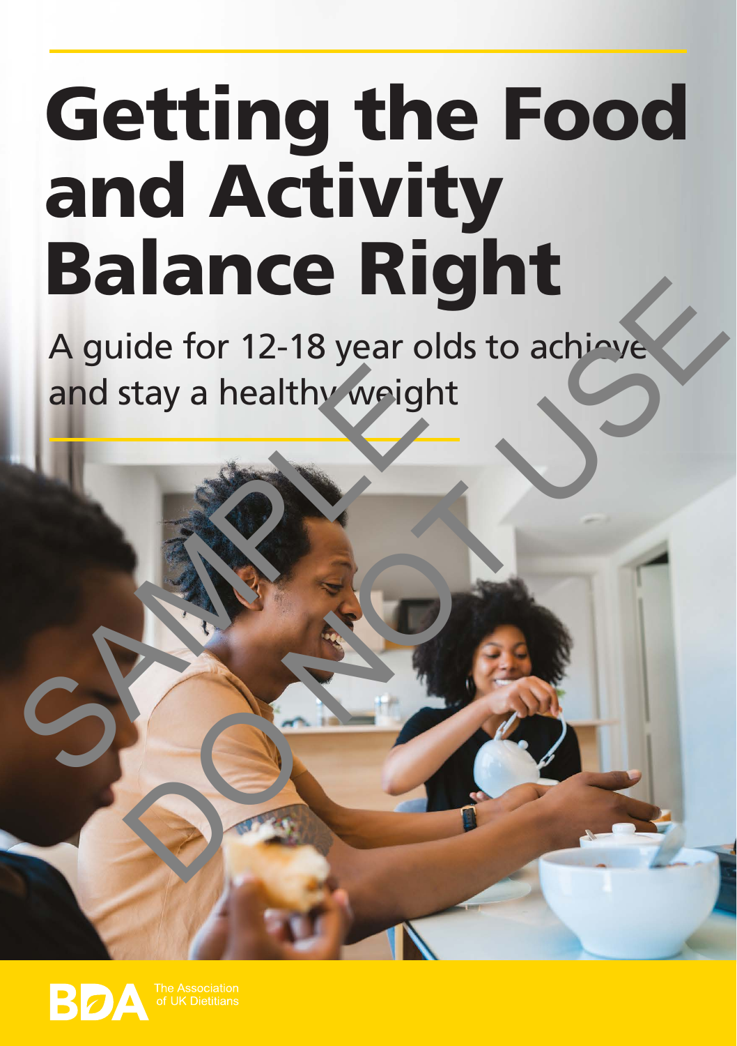# Getting the Food and Activity Balance Right

A guide for 12-18 year olds to achieve and stay a healthy weight

The Association of UK Dietitians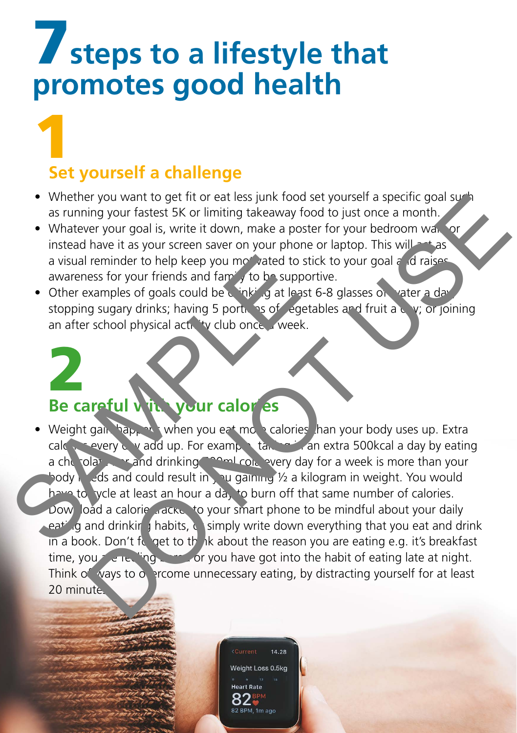# 7 steps to a lifestyle that promotes good health

## 1 Set yourself a challenge

- Whether you want to get fit or eat less junk food set yourself a specific goal such as running your fastest 5K or limiting takeaway food to just once a month.
- Whatever your goal is, write it down, make a poster for your bedroom wall or instead have it as your screen saver on your phone or laptop. This will act as a visual reminder to help keep you motivated to stick to your goal and raises awareness for your friends and family to be supportive.
- Other examples of goals could be drinking at least 6-8 glasses of water a day; stopping sugary drinks; having 5 portions of vegetables and fruit a day; or joining an after school physical activity club once a week.

## 2 Be careful with your calories

- Weight gain happens when you eat more calories than your body uses up. Extra calories every day add up. For example, taking in an extra 500kcal a day by eating a chocolate bar and drinking 500ml cola every day for a week is more than your body needs and could result in you gaining ½ a kilogram in weight. You would have to cycle at least an hour a day to burn off that same number of calories. Download a calorie tracker to your smart phone to be mindful about your daily eating and drinking habits, or simply write down everything that you eat and drink in a book. Don't forget to think about the reason you are eating e.g. it's breakfast time, you are feeling bored or you have got into the habit of eating late at night. Think of ways to overcome unnecessary eating, by distracting yourself for at least 20 minutes.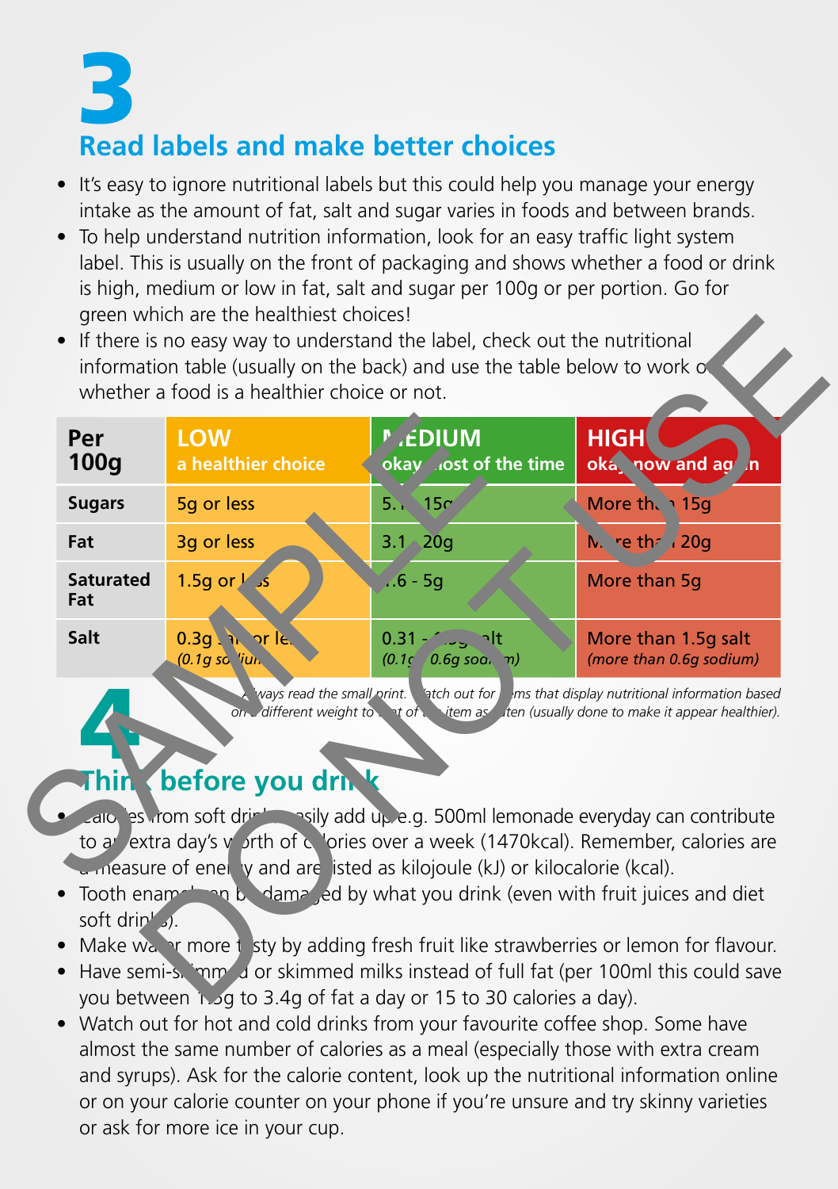# 3

## Read labels and make better choices

- It's easy to ignore nutritional labels but this could help you manage your energy intake as the amount of fat, salt and sugar varies in foods and between brands.
- To help understand nutrition information, look for an easy traffic light system label. This is usually on the front of packaging and shows whether a food or drink is high, medium or low in fat, salt and sugar per 100g or per portion. Go for green which are the healthiest choices!
- If there is no easy way to understand the label, check out the nutritional information table (usually on the back) and use the table below to work out whether a food is a healthier choice or not.

| Per 100g | LOW a healthier choice | MEDIUM okay most of the time | HIGH okay now and again |
|---|---|---|---|
| Sugars | 5g or less | 5.1 - 15g | More than 15g |
| Fat | 3g or less | 3.1 - 20g | More than 20g |
| Saturated Fat | 1.5g or less | 1.6 - 5g | More than 5g |
| Salt | 0.3g salt or less *(0.1g sodium)* | 0.31 - 1.5g salt *(0.1g - 0.6g sodium)* | More than 1.5g salt *(more than 0.6g sodium)* |

*Always read the small print. Watch out for items that display nutritional information based on a different weight to that of the item as eaten (usually done to make it appear healthier).*

# 4

## Think before you drink

- Calories from soft drinks easily add up e.g. 500ml lemonade everyday can contribute to an extra day's worth of calories over a week (1470kcal). Remember, calories are a measure of energy and are listed as kilojoule (kJ) or kilocalorie (kcal).
- Tooth enamel can be damaged by what you drink (even with fruit juices and diet soft drinks).
- Make water more tasty by adding fresh fruit like strawberries or lemon for flavour.
- Have semi-skimmed or skimmed milks instead of full fat (per 100ml this could save you between 1.5g to 3.4g of fat a day or 15 to 30 calories a day).
- Watch out for hot and cold drinks from your favourite coffee shop. Some have almost the same number of calories as a meal (especially those with extra cream and syrups). Ask for the calorie content, look up the nutritional information online or on your calorie counter on your phone if you're unsure and try skinny varieties or ask for more ice in your cup.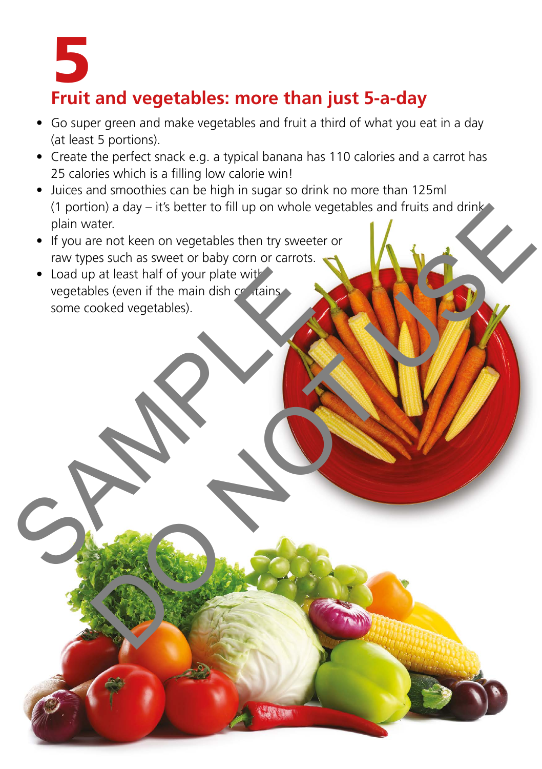# 5

## Fruit and vegetables: more than just 5-a-day

- Go super green and make vegetables and fruit a third of what you eat in a day (at least 5 portions).
- Create the perfect snack e.g. a typical banana has 110 calories and a carrot has 25 calories which is a filling low calorie win!
- Juices and smoothies can be high in sugar so drink no more than 125ml (1 portion) a day – it's better to fill up on whole vegetables and fruits and drink plain water.
- If you are not keen on vegetables then try sweeter or raw types such as sweet or baby corn or carrots.
- Load up at least half of your plate with vegetables (even if the main dish contains some cooked vegetables).